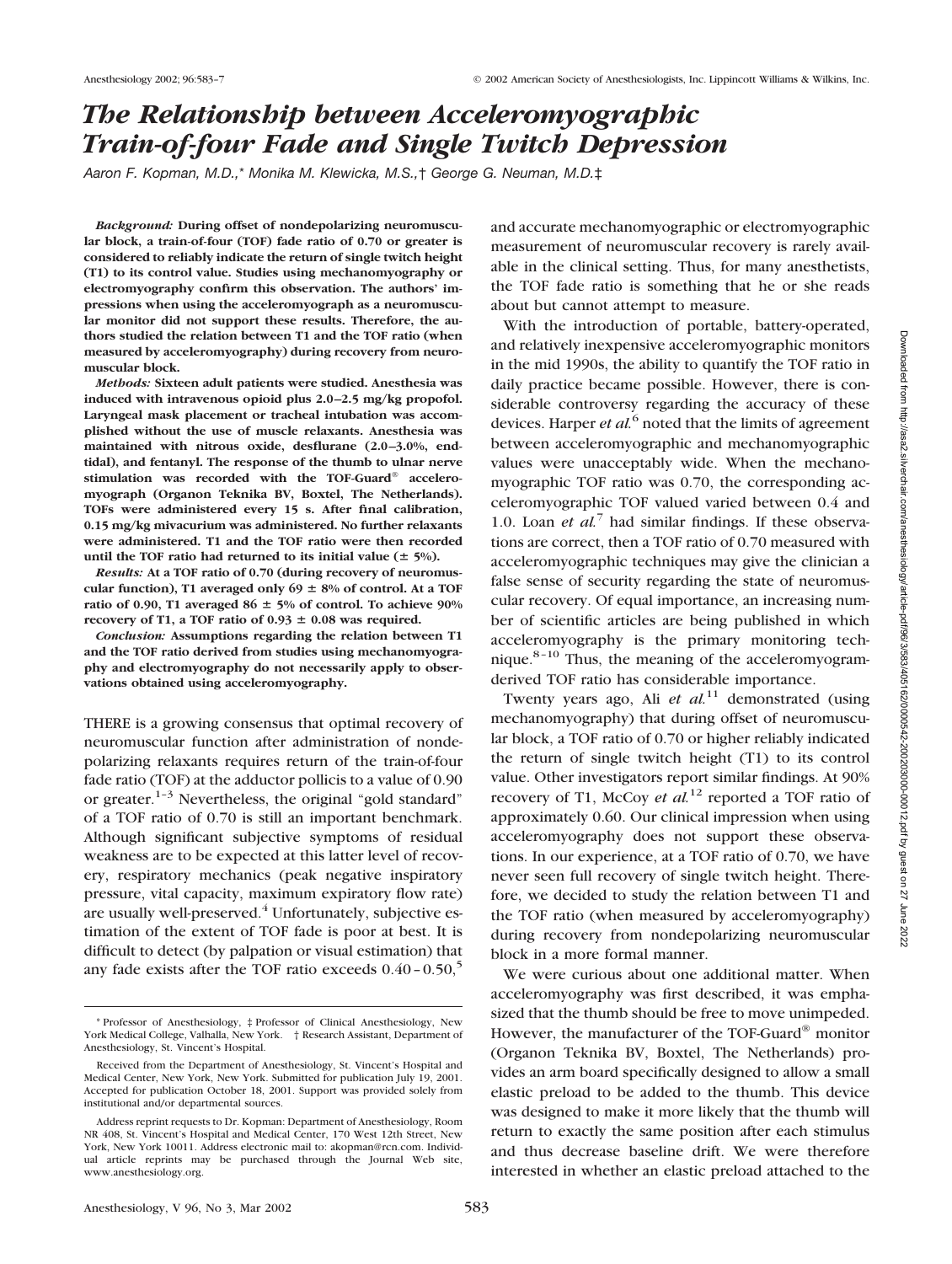# *The Relationship between Acceleromyographic Train-of-four Fade and Single Twitch Depression*

*Aaron F. Kopman, M.D.,\* Monika M. Klewicka, M.S.,† George G. Neuman, M.D.‡*

***Background:*** **During offset of nondepolarizing neuromuscular block, a train-of-four (TOF) fade ratio of 0.70 or greater is considered to reliably indicate the return of single twitch height (T1) to its control value. Studies using mechanomyography or electromyography confirm this observation. The authors' impressions when using the acceleromyograph as a neuromuscular monitor did not support these results. Therefore, the authors studied the relation between T1 and the TOF ratio (when measured by acceleromyography) during recovery from neuromuscular block.**

***Methods:*** **Sixteen adult patients were studied. Anesthesia was induced with intravenous opioid plus 2.0–2.5 mg/kg propofol. Laryngeal mask placement or tracheal intubation was accomplished without the use of muscle relaxants. Anesthesia was maintained with nitrous oxide, desflurane (2.0–3.0%, end-tidal), and fentanyl. The response of the thumb to ulnar nerve stimulation was recorded with the TOF-Guard® acceleromyograph (Organon Teknika BV, Boxtel, The Netherlands). TOFs were administered every 15 s. After final calibration, 0.15 mg/kg mivacurium was administered. No further relaxants were administered. T1 and the TOF ratio were then recorded until the TOF ratio had returned to its initial value (± 5%).**

***Results:*** **At a TOF ratio of 0.70 (during recovery of neuromuscular function), T1 averaged only 69 ± 8% of control. At a TOF ratio of 0.90, T1 averaged 86 ± 5% of control. To achieve 90% recovery of T1, a TOF ratio of 0.93 ± 0.08 was required.**

***Conclusion:*** **Assumptions regarding the relation between T1 and the TOF ratio derived from studies using mechanomyography and electromyography do not necessarily apply to observations obtained using acceleromyography.**

THERE is a growing consensus that optimal recovery of neuromuscular function after administration of nondepolarizing relaxants requires return of the train-of-four fade ratio (TOF) at the adductor pollicis to a value of 0.90 or greater.[1–3] Nevertheless, the original "gold standard" of a TOF ratio of 0.70 is still an important benchmark. Although significant subjective symptoms of residual weakness are to be expected at this latter level of recovery, respiratory mechanics (peak negative inspiratory pressure, vital capacity, maximum expiratory flow rate) are usually well-preserved.[4] Unfortunately, subjective estimation of the extent of TOF fade is poor at best. It is difficult to detect (by palpation or visual estimation) that any fade exists after the TOF ratio exceeds 0.40–0.50,[5] and accurate mechanomyographic or electromyographic measurement of neuromuscular recovery is rarely available in the clinical setting. Thus, for many anesthetists, the TOF fade ratio is something that he or she reads about but cannot attempt to measure.

With the introduction of portable, battery-operated, and relatively inexpensive acceleromyographic monitors in the mid 1990s, the ability to quantify the TOF ratio in daily practice became possible. However, there is considerable controversy regarding the accuracy of these devices. Harper *et al.*[6] noted that the limits of agreement between acceleromyographic and mechanomyographic values were unacceptably wide. When the mechanomyographic TOF ratio was 0.70, the corresponding acceleromyographic TOF valued varied between 0.4 and 1.0. Loan *et al.*[7] had similar findings. If these observations are correct, then a TOF ratio of 0.70 measured with acceleromyographic techniques may give the clinician a false sense of security regarding the state of neuromuscular recovery. Of equal importance, an increasing number of scientific articles are being published in which acceleromyography is the primary monitoring technique.[8–10] Thus, the meaning of the acceleromyogram-derived TOF ratio has considerable importance.

Twenty years ago, Ali *et al.*[11] demonstrated (using mechanomyography) that during offset of neuromuscular block, a TOF ratio of 0.70 or higher reliably indicated the return of single twitch height (T1) to its control value. Other investigators report similar findings. At 90% recovery of T1, McCoy *et al.*[12] reported a TOF ratio of approximately 0.60. Our clinical impression when using acceleromyography does not support these observations. In our experience, at a TOF ratio of 0.70, we have never seen full recovery of single twitch height. Therefore, we decided to study the relation between T1 and the TOF ratio (when measured by acceleromyography) during recovery from nondepolarizing neuromuscular block in a more formal manner.

We were curious about one additional matter. When acceleromyography was first described, it was emphasized that the thumb should be free to move unimpeded. However, the manufacturer of the TOF-Guard® monitor (Organon Teknika BV, Boxtel, The Netherlands) provides an arm board specifically designed to allow a small elastic preload to be added to the thumb. This device was designed to make it more likely that the thumb will return to exactly the same position after each stimulus and thus decrease baseline drift. We were therefore interested in whether an elastic preload attached to the

---

\* Professor of Anesthesiology, ‡ Professor of Clinical Anesthesiology, New York Medical College, Valhalla, New York. † Research Assistant, Department of Anesthesiology, St. Vincent's Hospital.

Received from the Department of Anesthesiology, St. Vincent's Hospital and Medical Center, New York, New York. Submitted for publication July 19, 2001. Accepted for publication October 18, 2001. Support was provided solely from institutional and/or departmental sources.

Address reprint requests to Dr. Kopman: Department of Anesthesiology, Room NR 408, St. Vincent's Hospital and Medical Center, 170 West 12th Street, New York, New York 10011. Address electronic mail to: akopman@rcn.com. Individual article reprints may be purchased through the Journal Web site, www.anesthesiology.org.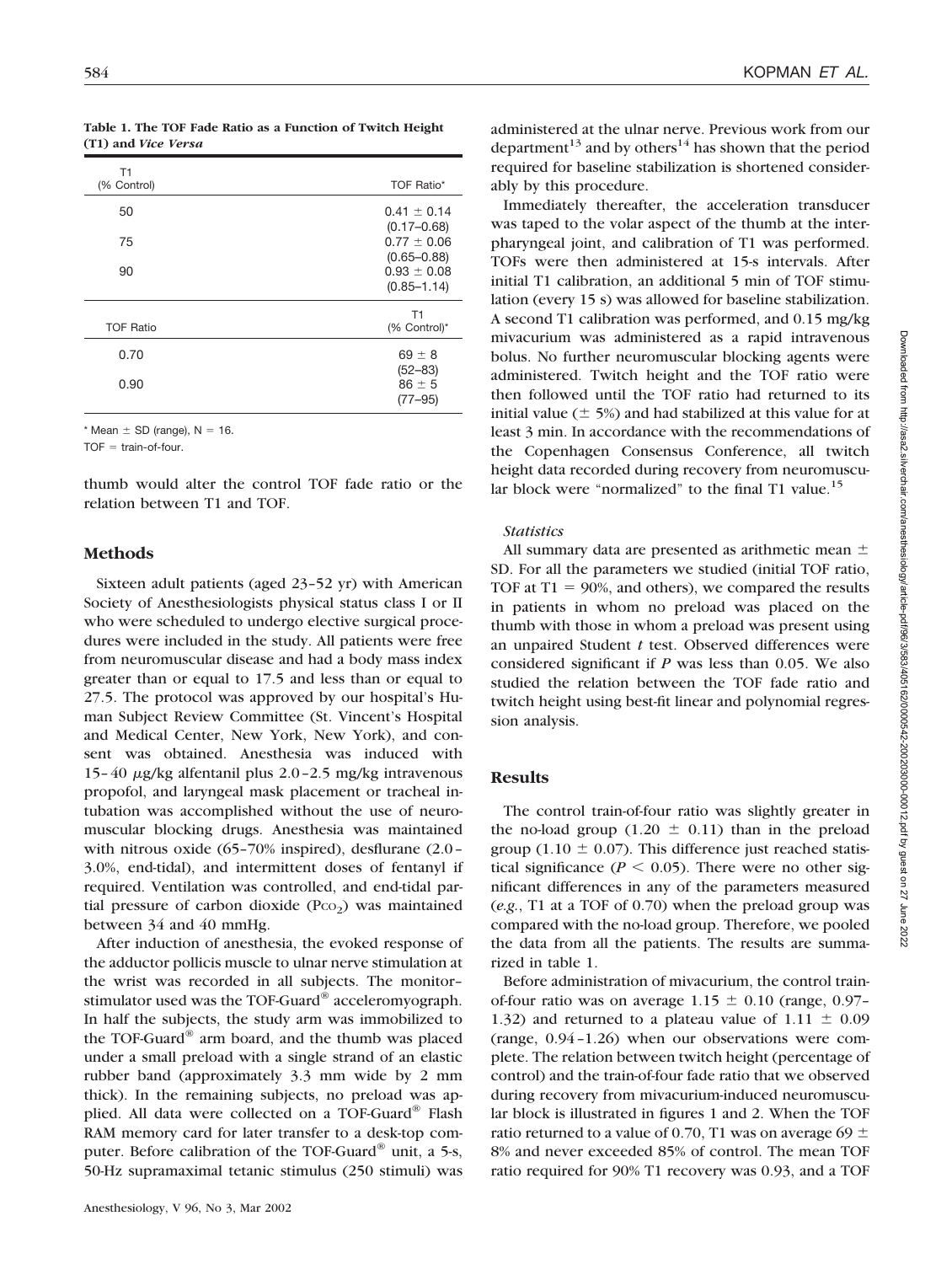**Table 1. The TOF Fade Ratio as a Function of Twitch Height (T1) and *Vice Versa***

| T1 (% Control) | TOF Ratio* |
|---|---|
| 50 | 0.41 ± 0.14 (0.17–0.68) |
| 75 | 0.77 ± 0.06 (0.65–0.88) |
| 90 | 0.93 ± 0.08 (0.85–1.14) |

| TOF Ratio | T1 (% Control)* |
|---|---|
| 0.70 | 69 ± 8 (52–83) |
| 0.90 | 86 ± 5 (77–95) |

\* Mean ± SD (range), N = 16.

TOF = train-of-four.

thumb would alter the control TOF fade ratio or the relation between T1 and TOF.

## Methods

Sixteen adult patients (aged 23–52 yr) with American Society of Anesthesiologists physical status class I or II who were scheduled to undergo elective surgical procedures were included in the study. All patients were free from neuromuscular disease and had a body mass index greater than or equal to 17.5 and less than or equal to 27.5. The protocol was approved by our hospital's Human Subject Review Committee (St. Vincent's Hospital and Medical Center, New York, New York), and consent was obtained. Anesthesia was induced with 15–40 μg/kg alfentanil plus 2.0–2.5 mg/kg intravenous propofol, and laryngeal mask placement or tracheal intubation was accomplished without the use of neuromuscular blocking drugs. Anesthesia was maintained with nitrous oxide (65–70% inspired), desflurane (2.0–3.0%, end-tidal), and intermittent doses of fentanyl if required. Ventilation was controlled, and end-tidal partial pressure of carbon dioxide ($P_{CO_2}$) was maintained between 34 and 40 mmHg.

After induction of anesthesia, the evoked response of the adductor pollicis muscle to ulnar nerve stimulation at the wrist was recorded in all subjects. The monitor–stimulator used was the TOF-Guard® acceleromyograph. In half the subjects, the study arm was immobilized to the TOF-Guard® arm board, and the thumb was placed under a small preload with a single strand of an elastic rubber band (approximately 3.3 mm wide by 2 mm thick). In the remaining subjects, no preload was applied. All data were collected on a TOF-Guard® Flash RAM memory card for later transfer to a desk-top computer. Before calibration of the TOF-Guard® unit, a 5-s, 50-Hz supramaximal tetanic stimulus (250 stimuli) was administered at the ulnar nerve. Previous work from our department[13] and by others[14] has shown that the period required for baseline stabilization is shortened considerably by this procedure.

Immediately thereafter, the acceleration transducer was taped to the volar aspect of the thumb at the interpharyngeal joint, and calibration of T1 was performed. TOFs were then administered at 15-s intervals. After initial T1 calibration, an additional 5 min of TOF stimulation (every 15 s) was allowed for baseline stabilization. A second T1 calibration was performed, and 0.15 mg/kg mivacurium was administered as a rapid intravenous bolus. No further neuromuscular blocking agents were administered. Twitch height and the TOF ratio were then followed until the TOF ratio had returned to its initial value (± 5%) and had stabilized at this value for at least 3 min. In accordance with the recommendations of the Copenhagen Consensus Conference, all twitch height data recorded during recovery from neuromuscular block were "normalized" to the final T1 value.[15]

### *Statistics*

All summary data are presented as arithmetic mean ± SD. For all the parameters we studied (initial TOF ratio, TOF at T1 = 90%, and others), we compared the results in patients in whom no preload was placed on the thumb with those in whom a preload was present using an unpaired Student *t* test. Observed differences were considered significant if *P* was less than 0.05. We also studied the relation between the TOF fade ratio and twitch height using best-fit linear and polynomial regression analysis.

## Results

The control train-of-four ratio was slightly greater in the no-load group (1.20 ± 0.11) than in the preload group (1.10 ± 0.07). This difference just reached statistical significance ($P < 0.05$). There were no other significant differences in any of the parameters measured (*e.g.*, T1 at a TOF of 0.70) when the preload group was compared with the no-load group. Therefore, we pooled the data from all the patients. The results are summarized in table 1.

Before administration of mivacurium, the control train-of-four ratio was on average 1.15 ± 0.10 (range, 0.97–1.32) and returned to a plateau value of 1.11 ± 0.09 (range, 0.94–1.26) when our observations were complete. The relation between twitch height (percentage of control) and the train-of-four fade ratio that we observed during recovery from mivacurium-induced neuromuscular block is illustrated in figures 1 and 2. When the TOF ratio returned to a value of 0.70, T1 was on average 69 ± 8% and never exceeded 85% of control. The mean TOF ratio required for 90% T1 recovery was 0.93, and a TOF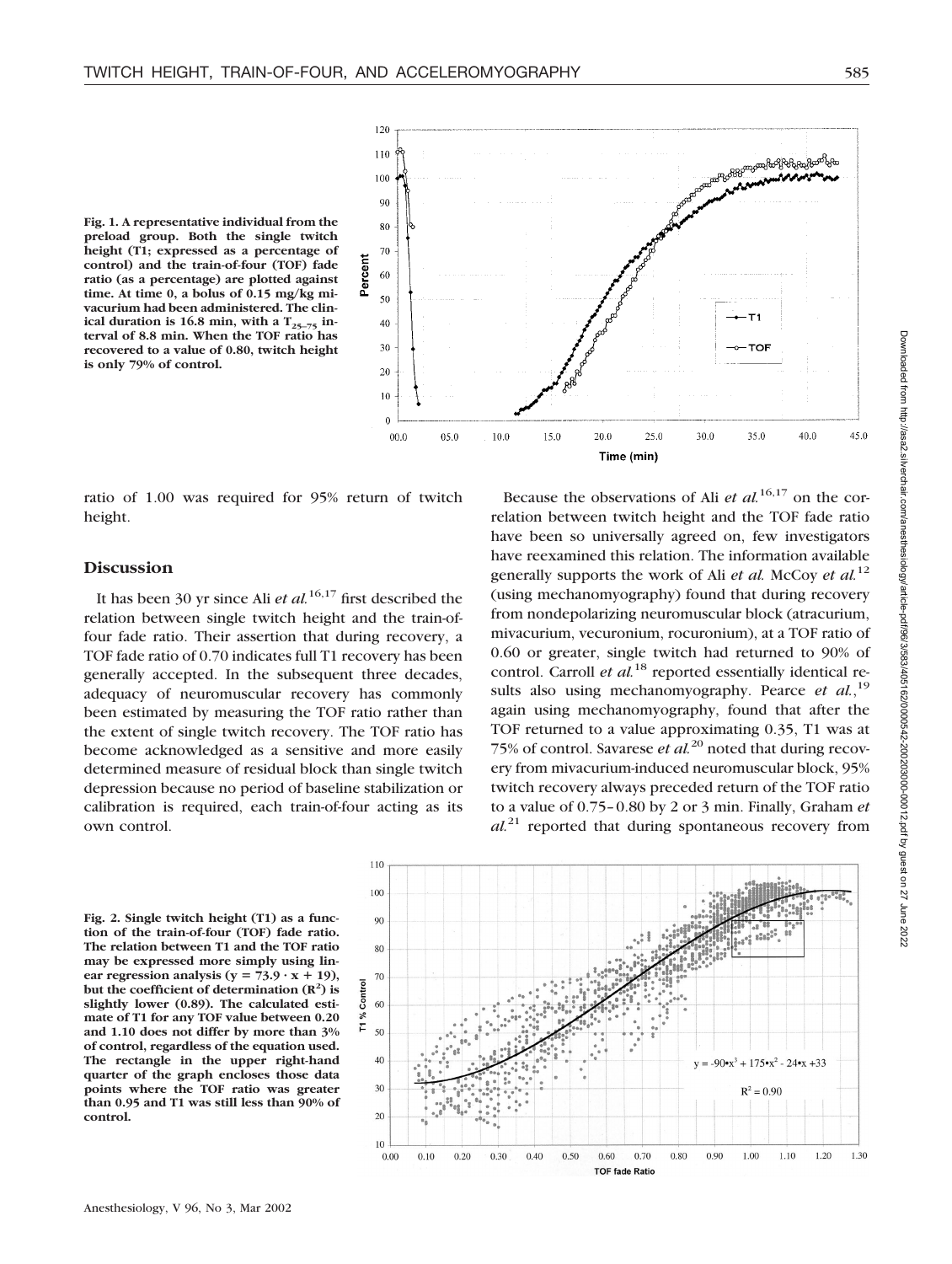Fig. 1. A representative individual from the preload group. Both the single twitch height (T1; expressed as a percentage of control) and the train-of-four (TOF) fade ratio (as a percentage) are plotted against time. At time 0, a bolus of 0.15 mg/kg mivacurium had been administered. The clinical duration is 16.8 min, with a $T_{25-75}$ interval of 8.8 min. When the TOF ratio has recovered to a value of 0.80, twitch height is only 79% of control.

ratio of 1.00 was required for 95% return of twitch height.

## Discussion

It has been 30 yr since Ali *et al.*[16,17] first described the relation between single twitch height and the train-of-four fade ratio. Their assertion that during recovery, a TOF fade ratio of 0.70 indicates full T1 recovery has been generally accepted. In the subsequent three decades, adequacy of neuromuscular recovery has commonly been estimated by measuring the TOF ratio rather than the extent of single twitch recovery. The TOF ratio has become acknowledged as a sensitive and more easily determined measure of residual block than single twitch depression because no period of baseline stabilization or calibration is required, each train-of-four acting as its own control.

Because the observations of Ali *et al.*[16,17] on the correlation between twitch height and the TOF fade ratio have been so universally agreed on, few investigators have reexamined this relation. The information available generally supports the work of Ali *et al.* McCoy *et al.*[12] (using mechanomyography) found that during recovery from nondepolarizing neuromuscular block (atracurium, mivacurium, vecuronium, rocuronium), at a TOF ratio of 0.60 or greater, single twitch had returned to 90% of control. Carroll *et al.*[18] reported essentially identical results also using mechanomyography. Pearce *et al.*,[19] again using mechanomyography, found that after the TOF returned to a value approximating 0.35, T1 was at 75% of control. Savarese *et al.*[20] noted that during recovery from mivacurium-induced neuromuscular block, 95% twitch recovery always preceded return of the TOF ratio to a value of 0.75–0.80 by 2 or 3 min. Finally, Graham *et al.*[21] reported that during spontaneous recovery from

Fig. 2. Single twitch height (T1) as a function of the train-of-four (TOF) fade ratio. The relation between T1 and the TOF ratio may be expressed more simply using linear regression analysis ($y = 73.9 \cdot x + 19$), but the coefficient of determination ($R^2$) is slightly lower (0.89). The calculated estimate of T1 for any TOF value between 0.20 and 1.10 does not differ by more than 3% of control, regardless of the equation used. The rectangle in the upper right-hand quarter of the graph encloses those data points where the TOF ratio was greater than 0.95 and T1 was still less than 90% of control.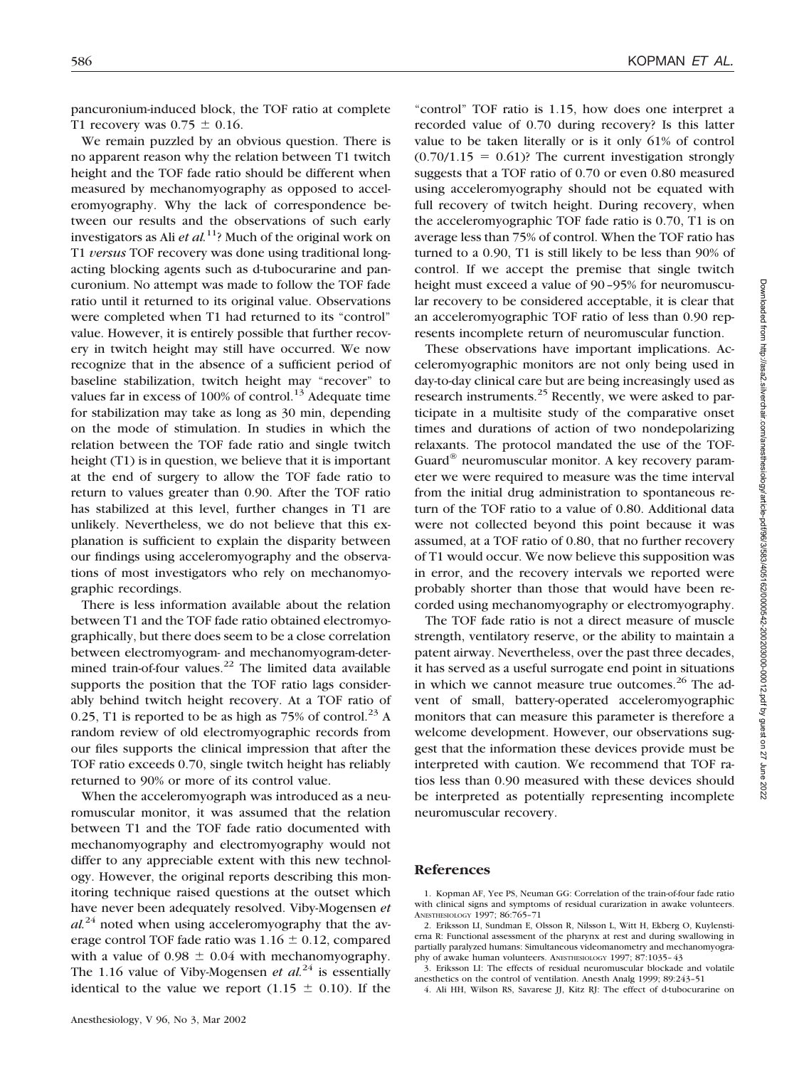pancuronium-induced block, the TOF ratio at complete T1 recovery was $0.75 \pm 0.16$.

We remain puzzled by an obvious question. There is no apparent reason why the relation between T1 twitch height and the TOF fade ratio should be different when measured by mechanomyography as opposed to acceleromyography. Why the lack of correspondence between our results and the observations of such early investigators as Ali *et al.*[11]? Much of the original work on T1 *versus* TOF recovery was done using traditional long-acting blocking agents such as d-tubocurarine and pancuronium. No attempt was made to follow the TOF fade ratio until it returned to its original value. Observations were completed when T1 had returned to its "control" value. However, it is entirely possible that further recovery in twitch height may still have occurred. We now recognize that in the absence of a sufficient period of baseline stabilization, twitch height may "recover" to values far in excess of 100% of control.[13] Adequate time for stabilization may take as long as 30 min, depending on the mode of stimulation. In studies in which the relation between the TOF fade ratio and single twitch height (T1) is in question, we believe that it is important at the end of surgery to allow the TOF fade ratio to return to values greater than 0.90. After the TOF ratio has stabilized at this level, further changes in T1 are unlikely. Nevertheless, we do not believe that this explanation is sufficient to explain the disparity between our findings using acceleromyography and the observations of most investigators who rely on mechanomyographic recordings.

There is less information available about the relation between T1 and the TOF fade ratio obtained electromyographically, but there does seem to be a close correlation between electromyogram- and mechanomyogram-determined train-of-four values.[22] The limited data available supports the position that the TOF ratio lags considerably behind twitch height recovery. At a TOF ratio of 0.25, T1 is reported to be as high as 75% of control.[23] A random review of old electromyographic records from our files supports the clinical impression that after the TOF ratio exceeds 0.70, single twitch height has reliably returned to 90% or more of its control value.

When the acceleromyograph was introduced as a neuromuscular monitor, it was assumed that the relation between T1 and the TOF fade ratio documented with mechanomyography and electromyography would not differ to any appreciable extent with this new technology. However, the original reports describing this monitoring technique raised questions at the outset which have never been adequately resolved. Viby-Mogensen *et al.*[24] noted when using acceleromyography that the average control TOF fade ratio was $1.16 \pm 0.12$, compared with a value of $0.98 \pm 0.04$ with mechanomyography. The 1.16 value of Viby-Mogensen *et al.*[24] is essentially identical to the value we report ($1.15 \pm 0.10$). If the "control" TOF ratio is 1.15, how does one interpret a recorded value of 0.70 during recovery? Is this latter value to be taken literally or is it only 61% of control ($0.70/1.15 = 0.61$)? The current investigation strongly suggests that a TOF ratio of 0.70 or even 0.80 measured using acceleromyography should not be equated with full recovery of twitch height. During recovery, when the acceleromyographic TOF fade ratio is 0.70, T1 is on average less than 75% of control. When the TOF ratio has turned to a 0.90, T1 is still likely to be less than 90% of control. If we accept the premise that single twitch height must exceed a value of 90–95% for neuromuscular recovery to be considered acceptable, it is clear that an acceleromyographic TOF ratio of less than 0.90 represents incomplete return of neuromuscular function.

These observations have important implications. Acceleromyographic monitors are not only being used in day-to-day clinical care but are being increasingly used as research instruments.[25] Recently, we were asked to participate in a multisite study of the comparative onset times and durations of action of two nondepolarizing relaxants. The protocol mandated the use of the TOF-Guard® neuromuscular monitor. A key recovery parameter we were required to measure was the time interval from the initial drug administration to spontaneous return of the TOF ratio to a value of 0.80. Additional data were not collected beyond this point because it was assumed, at a TOF ratio of 0.80, that no further recovery of T1 would occur. We now believe this supposition was in error, and the recovery intervals we reported were probably shorter than those that would have been recorded using mechanomyography or electromyography.

The TOF fade ratio is not a direct measure of muscle strength, ventilatory reserve, or the ability to maintain a patent airway. Nevertheless, over the past three decades, it has served as a useful surrogate end point in situations in which we cannot measure true outcomes.[26] The advent of small, battery-operated acceleromyographic monitors that can measure this parameter is therefore a welcome development. However, our observations suggest that the information these devices provide must be interpreted with caution. We recommend that TOF ratios less than 0.90 measured with these devices should be interpreted as potentially representing incomplete neuromuscular recovery.

## References

1. Kopman AF, Yee PS, Neuman GG: Correlation of the train-of-four fade ratio with clinical signs and symptoms of residual curarization in awake volunteers. ANESTHESIOLOGY 1997; 86:765–71
2. Eriksson LI, Sundman E, Olsson R, Nilsson L, Witt H, Ekberg O, Kuylenstierna R: Functional assessment of the pharynx at rest and during swallowing in partially paralyzed humans: Simultaneous videomanometry and mechanomyography of awake human volunteers. ANESTHESIOLOGY 1997; 87:1035–43
3. Eriksson LI: The effects of residual neuromuscular blockade and volatile anesthetics on the control of ventilation. Anesth Analg 1999; 89:243–51
4. Ali HH, Wilson RS, Savarese JJ, Kitz RJ: The effect of d-tubocurarine on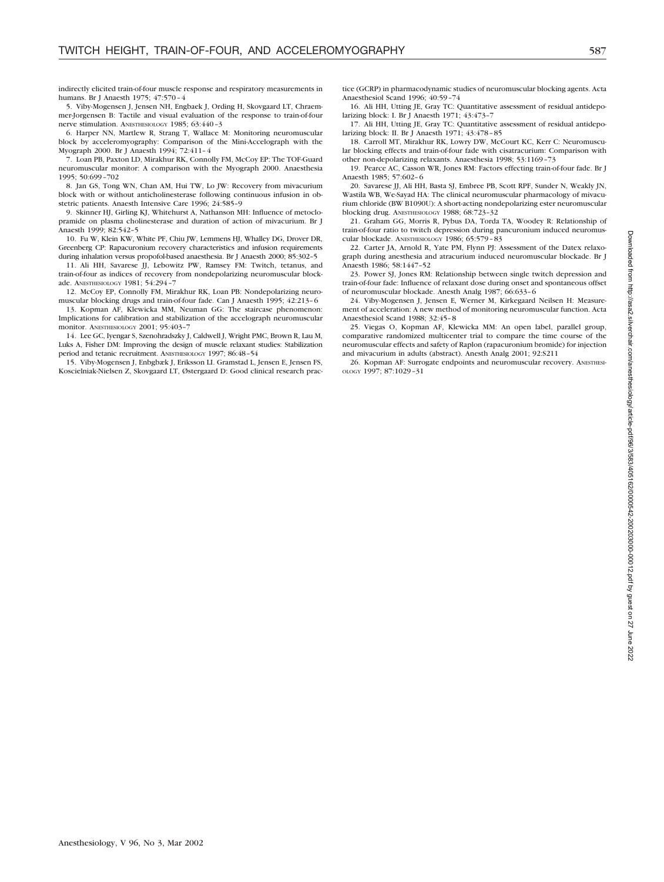indirectly elicited train-of-four muscle response and respiratory measurements in humans. Br J Anaesth 1975; 47:570–4

5. Viby-Mogensen J, Jensen NH, Engbaek J, Ording H, Skovgaard LT, Chraemmer-Jorgensen B: Tactile and visual evaluation of the response to train-of-four nerve stimulation. Anesthesiology 1985; 63:440–3

6. Harper NN, Martlew R, Strang T, Wallace M: Monitoring neuromuscular block by acceleromyography: Comparison of the Mini-Accelograph with the Myograph 2000. Br J Anaesth 1994; 72:411–4

7. Loan PB, Paxton LD, Mirakhur RK, Connolly FM, McCoy EP: The TOF-Guard neuromuscular monitor: A comparison with the Myograph 2000. Anaesthesia 1995; 50:699–702

8. Jan GS, Tong WN, Chan AM, Hui TW, Lo JW: Recovery from mivacurium block with or without anticholinesterase following continuous infusion in obstetric patients. Anaesth Intensive Care 1996; 24:585–9

9. Skinner HJ, Girling KJ, Whitehurst A, Nathanson MH: Influence of metoclopramide on plasma cholinesterase and duration of action of mivacurium. Br J Anaesth 1999; 82:542–5

10. Fu W, Klein KW, White PF, Chiu JW, Lemmens HJ, Whalley DG, Drover DR, Greenberg CP: Rapacuronium recovery characteristics and infusion requirements during inhalation versus propofol-based anaesthesia. Br J Anaesth 2000; 85:302–5

11. Ali HH, Savarese JJ, Lebowitz PW, Ramsey FM: Twitch, tetanus, and train-of-four as indices of recovery from nondepolarizing neuromuscular blockade. Anesthesiology 1981; 54:294–7

12. McCoy EP, Connolly FM, Mirakhur RK, Loan PB: Nondepolarizing neuromuscular blocking drugs and train-of-four fade. Can J Anaesth 1995; 42:213–6

13. Kopman AF, Klewicka MM, Neuman GG: The staircase phenomenon: Implications for calibration and stabilization of the accelograph neuromuscular monitor. Anesthesiology 2001; 95:403–7

14. Lee GC, Iyengar S, Szenohradszky J, Caldwell J, Wright PMC, Brown R, Lau M, Luks A, Fisher DM: Improving the design of muscle relaxant studies: Stabilization period and tetanic recruitment. Anesthesiology 1997; 86:48–54

15. Viby-Mogensen J, Enbgbæk J, Eriksson LI. Gramstad L, Jensen E, Jensen FS, Koscielniak-Nielsen Z, Skovgaard LT, Østergaard D: Good clinical research practice (GCRP) in pharmacodynamic studies of neuromuscular blocking agents. Acta Anaesthesiol Scand 1996; 40:59–74

16. Ali HH, Utting JE, Gray TC: Quantitative assessment of residual antidepolarizing block: I. Br J Anaesth 1971; 43:473–7

17. Ali HH, Utting JE, Gray TC: Quantitative assessment of residual antidepolarizing block: II. Br J Anaesth 1971; 43:478–85

18. Carroll MT, Mirakhur RK, Lowry DW, McCourt KC, Kerr C: Neuromuscular blocking effects and train-of-four fade with cisatracurium: Comparison with other non-depolarizing relaxants. Anaesthesia 1998; 53:1169–73

19. Pearce AC, Casson WR, Jones RM: Factors effecting train-of-four fade. Br J Anaesth 1985; 57:602–6

20. Savarese JJ, Ali HH, Basta SJ, Embree PB, Scott RPF, Sunder N, Weakly JN, Wastila WB, We-Sayad HA: The clinical neuromuscular pharmacology of mivacurium chloride (BW B1090U): A short-acting nondepolarizing ester neuromuscular blocking drug. Anesthesiology 1988; 68:723–32

21. Graham GG, Morris R, Pybus DA, Torda TA, Woodey R: Relationship of train-of-four ratio to twitch depression during pancuronium induced neuromuscular blockade. Anesthesiology 1986; 65:579–83

22. Carter JA, Arnold R, Yate PM, Flynn PJ: Assessment of the Datex relaxograph during anesthesia and atracurium induced neuromuscular blockade. Br J Anaesth 1986; 58:1447–52

23. Power SJ, Jones RM: Relationship between single twitch depression and train-of-four fade: Influence of relaxant dose during onset and spontaneous offset of neuromuscular blockade. Anesth Analg 1987; 66:633–6

24. Viby-Mogensen J, Jensen E, Werner M, Kirkegaard Neilsen H: Measurement of acceleration: A new method of monitoring neuromuscular function. Acta Anaesthesiol Scand 1988; 32:45–8

25. Viegas O, Kopman AF, Klewicka MM: An open label, parallel group, comparative randomized multicenter trial to compare the time course of the neuromuscular effects and safety of Raplon (rapacuronium bromide) for injection and mivacurium in adults (abstract). Anesth Analg 2001; 92:S211

26. Kopman AF: Surrogate endpoints and neuromuscular recovery. Anesthesiology 1997; 87:1029–31